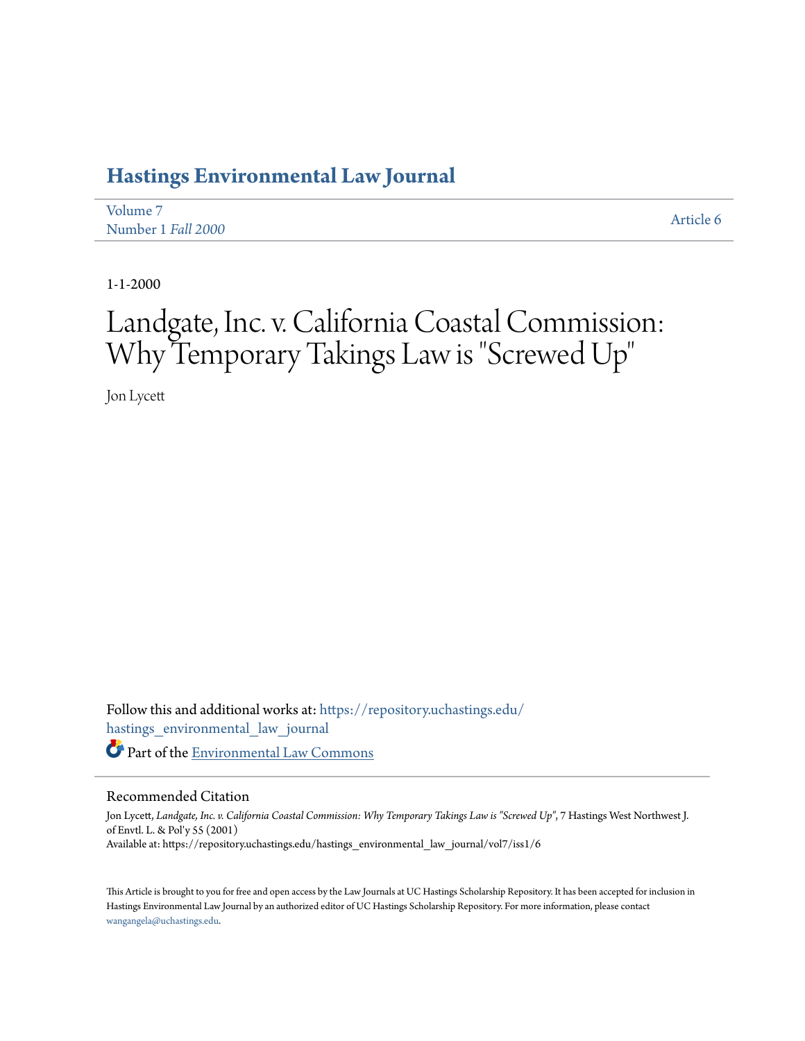# Hastings Environmental Law Journal

Volume 7
Number 1 *Fall 2000*

Article 6

1-1-2000

# Landgate, Inc. v. California Coastal Commission: Why Temporary Takings Law is "Screwed Up"

Jon Lycett

Follow this and additional works at: https://repository.uchastings.edu/hastings_environmental_law_journal

Part of the Environmental Law Commons

## Recommended Citation

Jon Lycett, *Landgate, Inc. v. California Coastal Commission: Why Temporary Takings Law is "Screwed Up"*, 7 Hastings West Northwest J. of Envtl. L. & Pol'y 55 (2001)
Available at: https://repository.uchastings.edu/hastings_environmental_law_journal/vol7/iss1/6

This Article is brought to you for free and open access by the Law Journals at UC Hastings Scholarship Repository. It has been accepted for inclusion in Hastings Environmental Law Journal by an authorized editor of UC Hastings Scholarship Repository. For more information, please contact wangangela@uchastings.edu.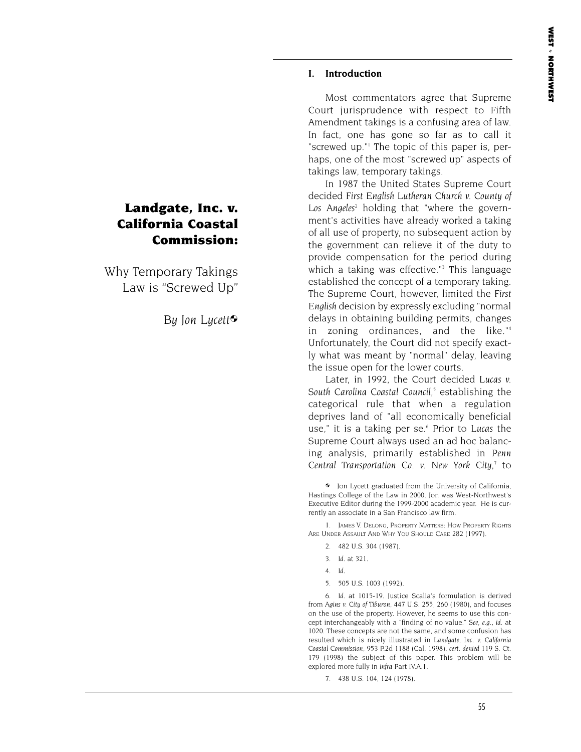# Landgate, Inc. v. California Coastal Commission:

## Why Temporary Takings Law is "Screwed Up"

*By Jon Lycett*[♦]

### I. Introduction

Most commentators agree that Supreme Court jurisprudence with respect to Fifth Amendment takings is a confusing area of law. In fact, one has gone so far as to call it "screwed up."[1] The topic of this paper is, perhaps, one of the most "screwed up" aspects of takings law, temporary takings.

In 1987 the United States Supreme Court decided *First English Lutheran Church v. County of Los Angeles*[2] holding that "where the government's activities have already worked a taking of all use of property, no subsequent action by the government can relieve it of the duty to provide compensation for the period during which a taking was effective."[3] This language established the concept of a temporary taking. The Supreme Court, however, limited the *First English* decision by expressly excluding "normal delays in obtaining building permits, changes in zoning ordinances, and the like."[4] Unfortunately, the Court did not specify exactly what was meant by "normal" delay, leaving the issue open for the lower courts.

Later, in 1992, the Court decided *Lucas v. South Carolina Coastal Council*,[5] establishing the categorical rule that when a regulation deprives land of "all economically beneficial use," it is a taking per se.[6] Prior to *Lucas* the Supreme Court always used an ad hoc balancing analysis, primarily established in *Penn Central Transportation Co. v. New York City*,[7] to

---

♦ Jon Lycett graduated from the University of California, Hastings College of the Law in 2000. Jon was West-Northwest's Executive Editor during the 1999-2000 academic year. He is currently an associate in a San Francisco law firm.

1. James V. DeLong, Property Matters: How Property Rights Are Under Assault And Why You Should Care 282 (1997).

2. 482 U.S. 304 (1987).

3. *Id.* at 321.

4. *Id.*

5. 505 U.S. 1003 (1992).

6. *Id.* at 1015-19. Justice Scalia's formulation is derived from *Agins v. City of Tiburon*, 447 U.S. 255, 260 (1980), and focuses on the use of the property. However, he seems to use this concept interchangeably with a "finding of no value." *See, e.g.*, *id.* at 1020. These concepts are not the same, and some confusion has resulted which is nicely illustrated in *Landgate, Inc. v. California Coastal Commission*, 953 P.2d 1188 (Cal. 1998), *cert. denied* 119 S. Ct. 179 (1998) the subject of this paper. This problem will be explored more fully in *infra* Part IV.A.1.

7. 438 U.S. 104, 124 (1978).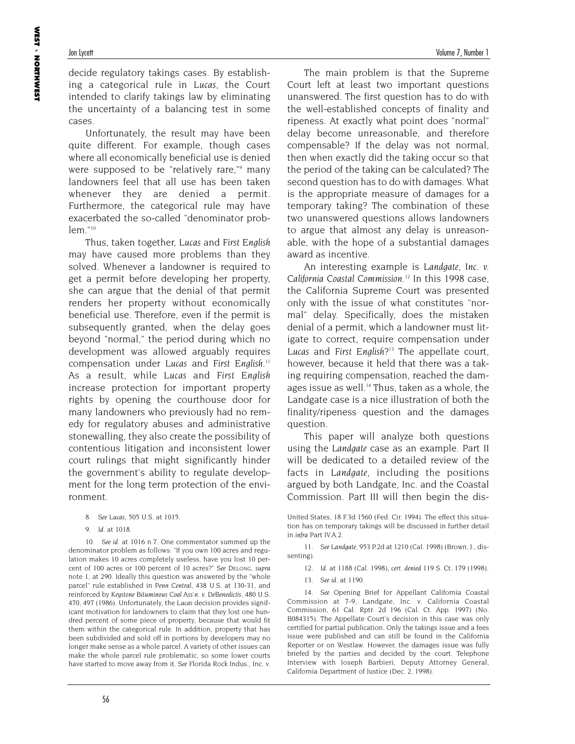decide regulatory takings cases. By establishing a categorical rule in *Lucas*, the Court intended to clarify takings law by eliminating the uncertainty of a balancing test in some cases.

Unfortunately, the result may have been quite different. For example, though cases where all economically beneficial use is denied were supposed to be "relatively rare,"[9] many landowners feel that all use has been taken whenever they are denied a permit. Furthermore, the categorical rule may have exacerbated the so-called "denominator problem."[10]

Thus, taken together, *Lucas* and *First English* may have caused more problems than they solved. Whenever a landowner is required to get a permit before developing her property, she can argue that the denial of that permit renders her property without economically beneficial use. Therefore, even if the permit is subsequently granted, when the delay goes beyond "normal," the period during which no development was allowed arguably requires compensation under *Lucas* and *First English*.[11] As a result, while *Lucas* and *First English* increase protection for important property rights by opening the courthouse door for many landowners who previously had no remedy for regulatory abuses and administrative stonewalling, they also create the possibility of contentious litigation and inconsistent lower court rulings that might significantly hinder the government's ability to regulate development for the long term protection of the environment.

The main problem is that the Supreme Court left at least two important questions unanswered. The first question has to do with the well-established concepts of finality and ripeness. At exactly what point does "normal" delay become unreasonable, and therefore compensable? If the delay was not normal, then when exactly did the taking occur so that the period of the taking can be calculated? The second question has to do with damages. What is the appropriate measure of damages for a temporary taking? The combination of these two unanswered questions allows landowners to argue that almost any delay is unreasonable, with the hope of a substantial damages award as incentive.

An interesting example is *Landgate, Inc. v. California Coastal Commission*.[12] In this 1998 case, the California Supreme Court was presented only with the issue of what constitutes "normal" delay. Specifically, does the mistaken denial of a permit, which a landowner must litigate to correct, require compensation under *Lucas* and *First English*?[13] The appellate court, however, because it held that there was a taking requiring compensation, reached the damages issue as well.[14] Thus, taken as a whole, the Landgate case is a nice illustration of both the finality/ripeness question and the damages question.

This paper will analyze both questions using the *Landgate* case as an example. Part II will be dedicated to a detailed review of the facts in *Landgate*, including the positions argued by both Landgate, Inc. and the Coastal Commission. Part III will then begin the dis-

8. *See Lucas*, 505 U.S. at 1015.

9. *Id.* at 1018.

10. *See id.* at 1016 n.7. One commentator summed up the denominator problem as follows: "If you own 100 acres and regulation makes 10 acres completely useless, have you lost 10 percent of 100 acres or 100 percent of 10 acres?" *See* DELONG, *supra* note 1, at 290. Ideally this question was answered by the "whole parcel" rule established in *Penn Central*, 438 U.S. at 130-31, and reinforced by *Keystone Bituminous Coal Ass'n. v. DeBenedictis*, 480 U.S. 470, 497 (1986). Unfortunately, the *Lucas* decision provides significant motivation for landowners to claim that they lost one hundred percent of some piece of property, because that would fit them within the categorical rule. In addition, property that has been subdivided and sold off in portions by developers may no longer make sense as a whole parcel. A variety of other issues can make the whole parcel rule problematic, so some lower courts have started to move away from it. *See* Florida Rock Indus., Inc. v. United States, 18 F.3d 1560 (Fed. Cir. 1994). The effect this situation has on temporary takings will be discussed in further detail in *infra* Part IV.A.2.

11. *See Landgate*, 953 P.2d at 1210 (Cal. 1998) (Brown, J., dissenting).

12. *Id.* at 1188 (Cal. 1998), *cert. denied* 119 S. Ct. 179 (1998).

13. *See id.* at 1190.

14. *See* Opening Brief for Appellant California Coastal Commission at 7-9, Landgate, Inc. v. California Coastal Commission, 61 Cal. Rptr. 2d 196 (Cal. Ct. App. 1997) (No. B084315). The Appellate Court's decision in this case was only certified for partial publication. Only the takings issue and a fees issue were published and can still be found in the California Reporter or on Westlaw. However, the damages issue was fully briefed by the parties and decided by the court. Telephone Interview with Joseph Barbieri, Deputy Attorney General, California Department of Justice (Dec. 2, 1998).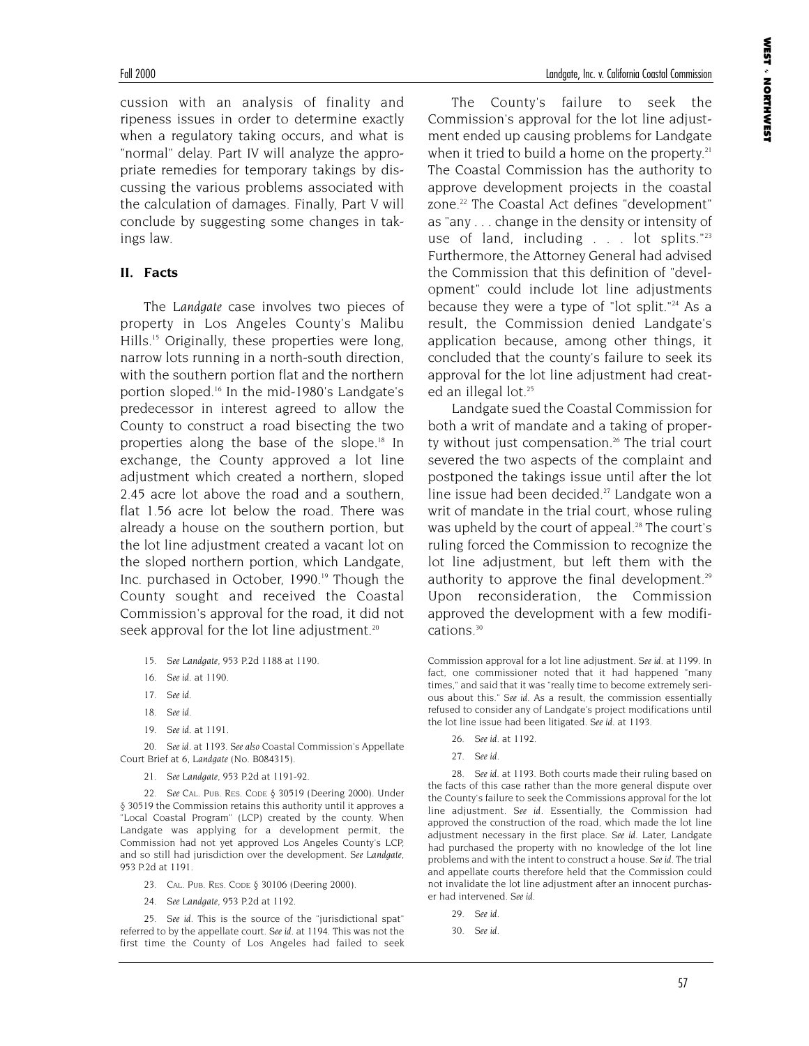cussion with an analysis of finality and ripeness issues in order to determine exactly when a regulatory taking occurs, and what is "normal" delay. Part IV will analyze the appropriate remedies for temporary takings by discussing the various problems associated with the calculation of damages. Finally, Part V will conclude by suggesting some changes in takings law.

## II. Facts

The *Landgate* case involves two pieces of property in Los Angeles County's Malibu Hills.[15] Originally, these properties were long, narrow lots running in a north-south direction, with the southern portion flat and the northern portion sloped.[16] In the mid-1980's Landgate's predecessor in interest agreed to allow the County to construct a road bisecting the two properties along the base of the slope.[18] In exchange, the County approved a lot line adjustment which created a northern, sloped 2.45 acre lot above the road and a southern, flat 1.56 acre lot below the road. There was already a house on the southern portion, but the lot line adjustment created a vacant lot on the sloped northern portion, which Landgate, Inc. purchased in October, 1990.[19] Though the County sought and received the Coastal Commission's approval for the road, it did not seek approval for the lot line adjustment.[20]

The County's failure to seek the Commission's approval for the lot line adjustment ended up causing problems for Landgate when it tried to build a home on the property.[21] The Coastal Commission has the authority to approve development projects in the coastal zone.[22] The Coastal Act defines "development" as "any . . . change in the density or intensity of use of land, including . . . lot splits."[23] Furthermore, the Attorney General had advised the Commission that this definition of "development" could include lot line adjustments because they were a type of "lot split."[24] As a result, the Commission denied Landgate's application because, among other things, it concluded that the county's failure to seek its approval for the lot line adjustment had created an illegal lot.[25]

Landgate sued the Coastal Commission for both a writ of mandate and a taking of property without just compensation.[26] The trial court severed the two aspects of the complaint and postponed the takings issue until after the lot line issue had been decided.[27] Landgate won a writ of mandate in the trial court, whose ruling was upheld by the court of appeal.[28] The court's ruling forced the Commission to recognize the lot line adjustment, but left them with the authority to approve the final development.[29] Upon reconsideration, the Commission approved the development with a few modifications.[30]

---

15. *See Landgate*, 953 P.2d 1188 at 1190.

16. *See id.* at 1190.

17. *See id.*

18. *See id.*

19. *See id.* at 1191.

20. *See id.* at 1193. *See also* Coastal Commission's Appellate Court Brief at 6, *Landgate* (No. B084315).

21. *See Landgate*, 953 P.2d at 1191-92.

22. *See* CAL. PUB. RES. CODE § 30519 (Deering 2000). Under § 30519 the Commission retains this authority until it approves a "Local Coastal Program" (LCP) created by the county. When Landgate was applying for a development permit, the Commission had not yet approved Los Angeles County's LCP, and so still had jurisdiction over the development. *See Landgate*, 953 P.2d at 1191.

23. CAL. PUB. RES. CODE § 30106 (Deering 2000).

24. *See Landgate*, 953 P.2d at 1192.

25. *See id.* This is the source of the "jurisdictional spat" referred to by the appellate court. *See id.* at 1194. This was not the first time the County of Los Angeles had failed to seek Commission approval for a lot line adjustment. *See id.* at 1199. In fact, one commissioner noted that it had happened "many times," and said that it was "really time to become extremely serious about this." *See id.* As a result, the commission essentially refused to consider any of Landgate's project modifications until the lot line issue had been litigated. *See id.* at 1193.

26. *See id.* at 1192.

27. *See id.*

28. *See id.* at 1193. Both courts made their ruling based on the facts of this case rather than the more general dispute over the County's failure to seek the Commissions approval for the lot line adjustment. *See id.* Essentially, the Commission had approved the construction of the road, which made the lot line adjustment necessary in the first place. *See id.* Later, Landgate had purchased the property with no knowledge of the lot line problems and with the intent to construct a house. *See id.* The trial and appellate courts therefore held that the Commission could not invalidate the lot line adjustment after an innocent purchaser had intervened. *See id.*

29. *See id.*

30. *See id.*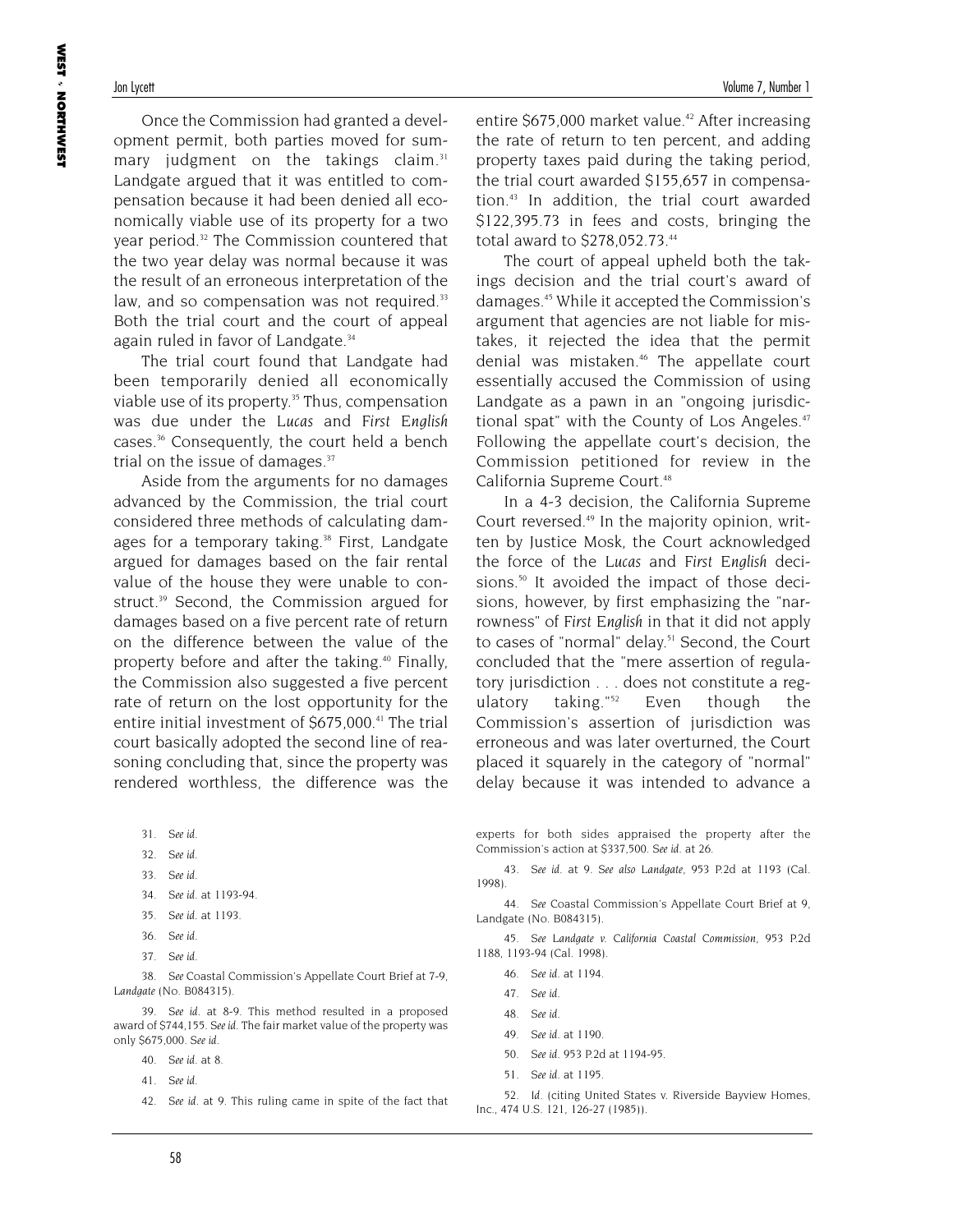Once the Commission had granted a development permit, both parties moved for summary judgment on the takings claim.[31] Landgate argued that it was entitled to compensation because it had been denied all economically viable use of its property for a two year period.[32] The Commission countered that the two year delay was normal because it was the result of an erroneous interpretation of the law, and so compensation was not required.[33] Both the trial court and the court of appeal again ruled in favor of Landgate.[34]

The trial court found that Landgate had been temporarily denied all economically viable use of its property.[35] Thus, compensation was due under the *Lucas* and *First English* cases.[36] Consequently, the court held a bench trial on the issue of damages.[37]

Aside from the arguments for no damages advanced by the Commission, the trial court considered three methods of calculating damages for a temporary taking.[38] First, Landgate argued for damages based on the fair rental value of the house they were unable to construct.[39] Second, the Commission argued for damages based on a five percent rate of return on the difference between the value of the property before and after the taking.[40] Finally, the Commission also suggested a five percent rate of return on the lost opportunity for the entire initial investment of $675,000.[41] The trial court basically adopted the second line of reasoning concluding that, since the property was rendered worthless, the difference was the entire $675,000 market value.[42] After increasing the rate of return to ten percent, and adding property taxes paid during the taking period, the trial court awarded $155,657 in compensation.[43] In addition, the trial court awarded $122,395.73 in fees and costs, bringing the total award to $278,052.73.[44]

The court of appeal upheld both the takings decision and the trial court's award of damages.[45] While it accepted the Commission's argument that agencies are not liable for mistakes, it rejected the idea that the permit denial was mistaken.[46] The appellate court essentially accused the Commission of using Landgate as a pawn in an "ongoing jurisdictional spat" with the County of Los Angeles.[47] Following the appellate court's decision, the Commission petitioned for review in the California Supreme Court.[48]

In a 4-3 decision, the California Supreme Court reversed.[49] In the majority opinion, written by Justice Mosk, the Court acknowledged the force of the *Lucas* and *First English* decisions.[50] It avoided the impact of those decisions, however, by first emphasizing the "narrowness" of *First English* in that it did not apply to cases of "normal" delay.[51] Second, the Court concluded that the "mere assertion of regulatory jurisdiction . . . does not constitute a regulatory taking."[52] Even though the Commission's assertion of jurisdiction was erroneous and was later overturned, the Court placed it squarely in the category of "normal" delay because it was intended to advance a

31. *See id.*

32. *See id.*

33. *See id.*

34. *See id.* at 1193-94.

35. *See id.* at 1193.

36. *See id.*

37. *See id.*

38. *See* Coastal Commission's Appellate Court Brief at 7-9, *Landgate* (No. B084315).

39. *See id.* at 8-9. This method resulted in a proposed award of $744,155. *See id.* The fair market value of the property was only $675,000. *See id.*

40. *See id.* at 8.

41. *See id.*

42. *See id.* at 9. This ruling came in spite of the fact that experts for both sides appraised the property after the Commission's action at $337,500. *See id.* at 26.

43. *See id.* at 9. *See also Landgate*, 953 P.2d at 1193 (Cal. 1998).

44. *See* Coastal Commission's Appellate Court Brief at 9, Landgate (No. B084315).

45. *See Landgate v. California Coastal Commission*, 953 P.2d 1188, 1193-94 (Cal. 1998).

46. *See id.* at 1194.

47. *See id.*

48. *See id.*

49. *See id.* at 1190.

50. *See id.* 953 P.2d at 1194-95.

51. *See id.* at 1195.

52. *Id.* (citing United States v. Riverside Bayview Homes, Inc., 474 U.S. 121, 126-27 (1985)).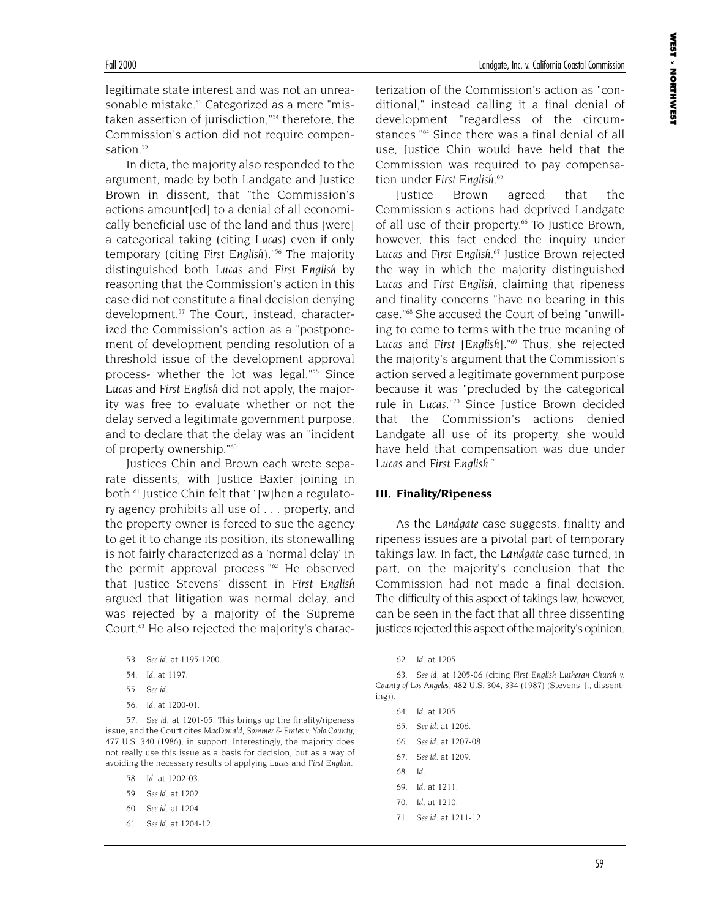legitimate state interest and was not an unreasonable mistake.[53] Categorized as a mere "mistaken assertion of jurisdiction,"[54] therefore, the Commission's action did not require compensation.[55]

In dicta, the majority also responded to the argument, made by both Landgate and Justice Brown in dissent, that "the Commission's actions amount[ed] to a denial of all economically beneficial use of the land and thus [were] a categorical taking (citing *Lucas*) even if only temporary (citing *First English*)."[56] The majority distinguished both *Lucas* and *First English* by reasoning that the Commission's action in this case did not constitute a final decision denying development.[57] The Court, instead, characterized the Commission's action as a "postponement of development pending resolution of a threshold issue of the development approval process- whether the lot was legal."[58] Since *Lucas* and *First English* did not apply, the majority was free to evaluate whether or not the delay served a legitimate government purpose, and to declare that the delay was an "incident of property ownership."[60]

Justices Chin and Brown each wrote separate dissents, with Justice Baxter joining in both.[61] Justice Chin felt that "[w]hen a regulatory agency prohibits all use of . . . property, and the property owner is forced to sue the agency to get it to change its position, its stonewalling is not fairly characterized as a 'normal delay' in the permit approval process."[62] He observed that Justice Stevens' dissent in *First English* argued that litigation was normal delay, and was rejected by a majority of the Supreme Court.[63] He also rejected the majority's characterization of the Commission's action as "conditional," instead calling it a final denial of development "regardless of the circumstances."[64] Since there was a final denial of all use, Justice Chin would have held that the Commission was required to pay compensation under *First English*.[65]

Justice Brown agreed that the Commission's actions had deprived Landgate of all use of their property.[66] To Justice Brown, however, this fact ended the inquiry under *Lucas* and *First English*.[67] Justice Brown rejected the way in which the majority distinguished *Lucas* and *First English*, claiming that ripeness and finality concerns "have no bearing in this case."[68] She accused the Court of being "unwilling to come to terms with the true meaning of *Lucas* and *First [English]*."[69] Thus, she rejected the majority's argument that the Commission's action served a legitimate government purpose because it was "precluded by the categorical rule in *Lucas*."[70] Since Justice Brown decided that the Commission's actions denied Landgate all use of its property, she would have held that compensation was due under *Lucas* and *First English*.[71]

### III. Finality/Ripeness

As the *Landgate* case suggests, finality and ripeness issues are a pivotal part of temporary takings law. In fact, the *Landgate* case turned, in part, on the majority's conclusion that the Commission had not made a final decision. The difficulty of this aspect of takings law, however, can be seen in the fact that all three dissenting justices rejected this aspect of the majority's opinion.

---

53. *See id.* at 1195-1200.

54. *Id.* at 1197.

55. *See id.*

56. *Id.* at 1200-01.

57. *See id.* at 1201-05. This brings up the finality/ripeness issue, and the Court cites *MacDonald, Sommer & Frates v. Yolo County*, 477 U.S. 340 (1986), in support. Interestingly, the majority does not really use this issue as a basis for decision, but as a way of avoiding the necessary results of applying *Lucas* and *First English*.

58. *Id.* at 1202-03.

59. *See id.* at 1202.

60. *See id.* at 1204.

61. *See id.* at 1204-12.

62. *Id.* at 1205.

63. *See id.* at 1205-06 (citing *First English Lutheran Church v. County of Los Angeles*, 482 U.S. 304, 334 (1987) (Stevens, J., dissenting)).

64. *Id.* at 1205.

65. *See id.* at 1206.

66. *See id.* at 1207-08.

67. *See id.* at 1209.

68. *Id.*

69. *Id.* at 1211.

70. *Id.* at 1210.

71. *See id.* at 1211-12.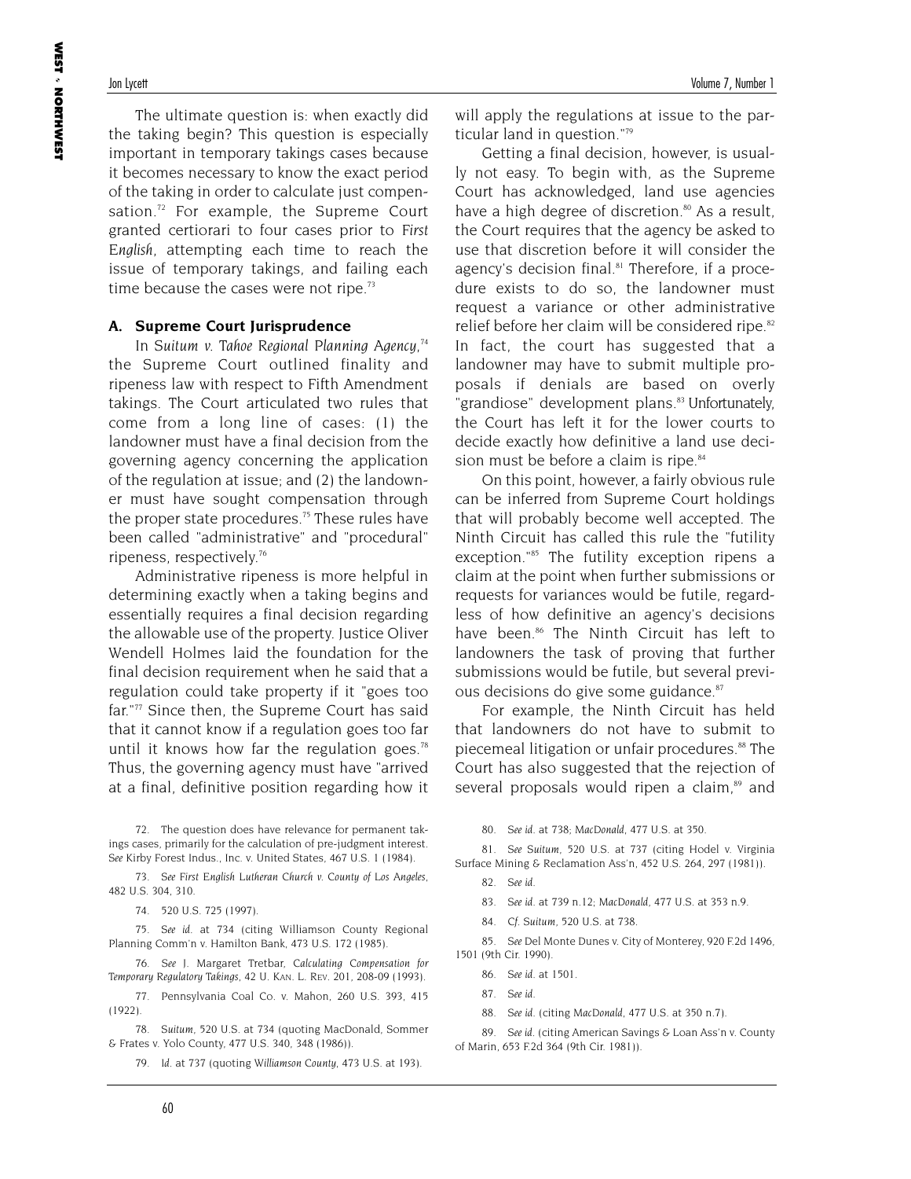The ultimate question is: when exactly did the taking begin? This question is especially important in temporary takings cases because it becomes necessary to know the exact period of the taking in order to calculate just compensation.[72] For example, the Supreme Court granted certiorari to four cases prior to *First English*, attempting each time to reach the issue of temporary takings, and failing each time because the cases were not ripe.[73]

### A. Supreme Court Jurisprudence

In *Suitum v. Tahoe Regional Planning Agency*,[74] the Supreme Court outlined finality and ripeness law with respect to Fifth Amendment takings. The Court articulated two rules that come from a long line of cases: (1) the landowner must have a final decision from the governing agency concerning the application of the regulation at issue; and (2) the landowner must have sought compensation through the proper state procedures.[75] These rules have been called "administrative" and "procedural" ripeness, respectively.[76]

Administrative ripeness is more helpful in determining exactly when a taking begins and essentially requires a final decision regarding the allowable use of the property. Justice Oliver Wendell Holmes laid the foundation for the final decision requirement when he said that a regulation could take property if it "goes too far."[77] Since then, the Supreme Court has said that it cannot know if a regulation goes too far until it knows how far the regulation goes.[78] Thus, the governing agency must have "arrived at a final, definitive position regarding how it will apply the regulations at issue to the particular land in question."[79]

Getting a final decision, however, is usually not easy. To begin with, as the Supreme Court has acknowledged, land use agencies have a high degree of discretion.[80] As a result, the Court requires that the agency be asked to use that discretion before it will consider the agency's decision final.[81] Therefore, if a procedure exists to do so, the landowner must request a variance or other administrative relief before her claim will be considered ripe.[82] In fact, the court has suggested that a landowner may have to submit multiple proposals if denials are based on overly "grandiose" development plans.[83] Unfortunately, the Court has left it for the lower courts to decide exactly how definitive a land use decision must be before a claim is ripe.[84]

On this point, however, a fairly obvious rule can be inferred from Supreme Court holdings that will probably become well accepted. The Ninth Circuit has called this rule the "futility exception."[85] The futility exception ripens a claim at the point when further submissions or requests for variances would be futile, regardless of how definitive an agency's decisions have been.[86] The Ninth Circuit has left to landowners the task of proving that further submissions would be futile, but several previous decisions do give some guidance.[87]

For example, the Ninth Circuit has held that landowners do not have to submit to piecemeal litigation or unfair procedures.[88] The Court has also suggested that the rejection of several proposals would ripen a claim,[89] and

---

72. The question does have relevance for permanent takings cases, primarily for the calculation of pre-judgment interest. *See* Kirby Forest Indus., Inc. v. United States, 467 U.S. 1 (1984).

73. *See First English Lutheran Church v. County of Los Angeles*, 482 U.S. 304, 310.

74. 520 U.S. 725 (1997).

75. *See id.* at 734 (citing Williamson County Regional Planning Comm'n v. Hamilton Bank, 473 U.S. 172 (1985).

76. *See* J. Margaret Tretbar, *Calculating Compensation for Temporary Regulatory Takings*, 42 U. KAN. L. REV. 201, 208-09 (1993).

77. Pennsylvania Coal Co. v. Mahon, 260 U.S. 393, 415 (1922).

78. *Suitum*, 520 U.S. at 734 (quoting MacDonald, Sommer & Frates v. Yolo County, 477 U.S. 340, 348 (1986)).

79. *Id.* at 737 (quoting *Williamson County*, 473 U.S. at 193).

80. *See id.* at 738; *MacDonald*, 477 U.S. at 350.

81. *See Suitum*, 520 U.S. at 737 (citing Hodel v. Virginia Surface Mining & Reclamation Ass'n, 452 U.S. 264, 297 (1981)).

82. *See id.*

83. *See id.* at 739 n.12; *MacDonald*, 477 U.S. at 353 n.9.

84. *Cf. Suitum*, 520 U.S. at 738.

85. *See* Del Monte Dunes v. City of Monterey, 920 F.2d 1496, 1501 (9th Cir. 1990).

86. *See id.* at 1501.

87. *See id.*

88. *See id.* (citing *MacDonald*, 477 U.S. at 350 n.7).

89. *See id.* (citing American Savings & Loan Ass'n v. County of Marin, 653 F.2d 364 (9th Cir. 1981)).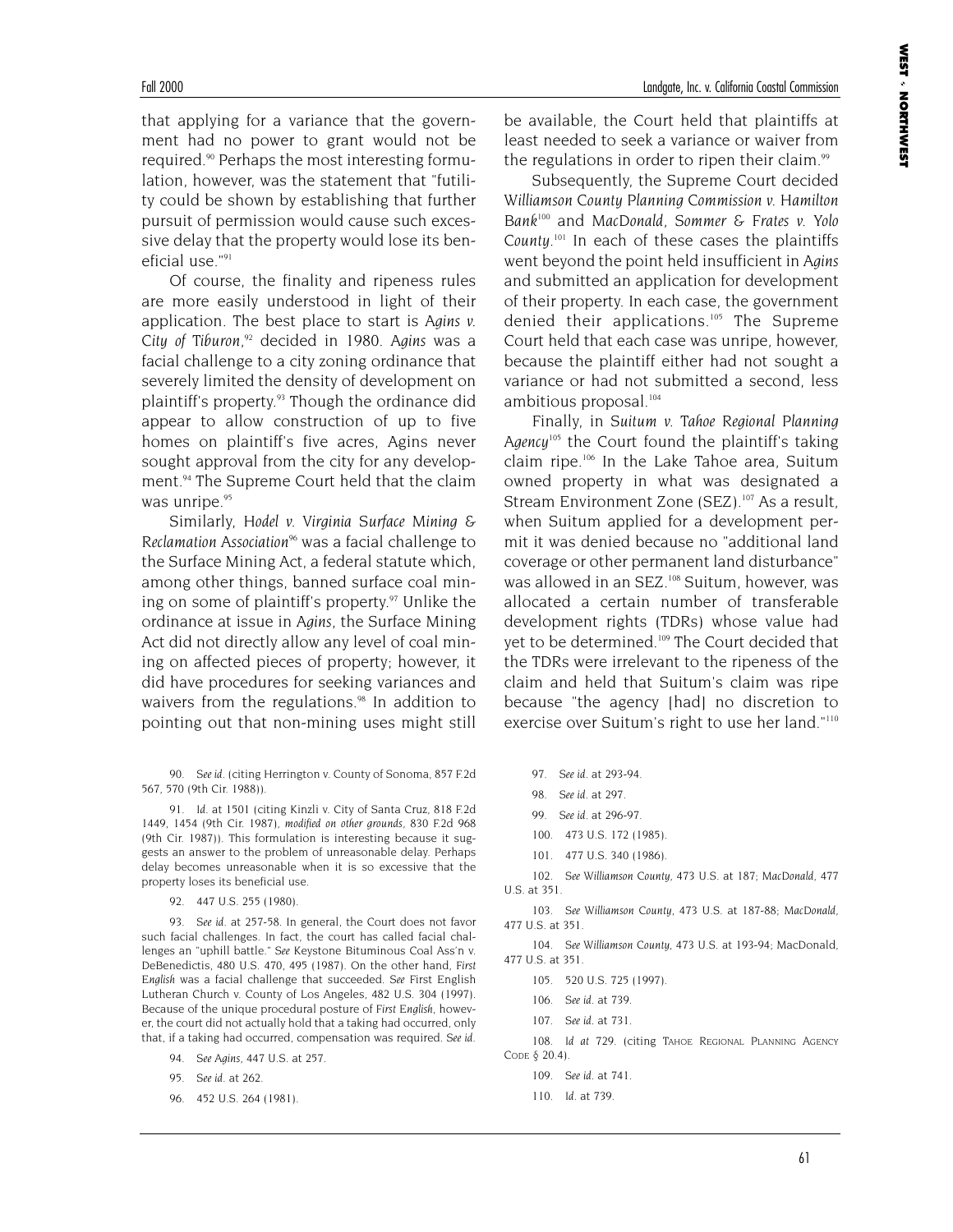that applying for a variance that the government had no power to grant would not be required.[90] Perhaps the most interesting formulation, however, was the statement that "futility could be shown by establishing that further pursuit of permission would cause such excessive delay that the property would lose its beneficial use."[91]

Of course, the finality and ripeness rules are more easily understood in light of their application. The best place to start is *Agins v. City of Tiburon*,[92] decided in 1980. *Agins* was a facial challenge to a city zoning ordinance that severely limited the density of development on plaintiff's property.[93] Though the ordinance did appear to allow construction of up to five homes on plaintiff's five acres, Agins never sought approval from the city for any development.[94] The Supreme Court held that the claim was unripe.[95]

Similarly, *Hodel v. Virginia Surface Mining & Reclamation Association*[96] was a facial challenge to the Surface Mining Act, a federal statute which, among other things, banned surface coal mining on some of plaintiff's property.[97] Unlike the ordinance at issue in *Agins*, the Surface Mining Act did not directly allow any level of coal mining on affected pieces of property; however, it did have procedures for seeking variances and waivers from the regulations.[98] In addition to pointing out that non-mining uses might still be available, the Court held that plaintiffs at least needed to seek a variance or waiver from the regulations in order to ripen their claim.[99]

Subsequently, the Supreme Court decided *Williamson County Planning Commission v. Hamilton Bank*[100] and *MacDonald, Sommer & Frates v. Yolo County*.[101] In each of these cases the plaintiffs went beyond the point held insufficient in *Agins* and submitted an application for development of their property. In each case, the government denied their applications.[103] The Supreme Court held that each case was unripe, however, because the plaintiff either had not sought a variance or had not submitted a second, less ambitious proposal.[104]

Finally, in *Suitum v. Tahoe Regional Planning Agency*[105] the Court found the plaintiff's taking claim ripe.[106] In the Lake Tahoe area, Suitum owned property in what was designated a Stream Environment Zone (SEZ).[107] As a result, when Suitum applied for a development permit it was denied because no "additional land coverage or other permanent land disturbance" was allowed in an SEZ.[108] Suitum, however, was allocated a certain number of transferable development rights (TDRs) whose value had yet to be determined.[109] The Court decided that the TDRs were irrelevant to the ripeness of the claim and held that Suitum's claim was ripe because "the agency [had] no discretion to exercise over Suitum's right to use her land."[110]

---

90. *See id.* (citing Herrington v. County of Sonoma, 857 F.2d 567, 570 (9th Cir. 1988)).

91. *Id.* at 1501 (citing Kinzli v. City of Santa Cruz, 818 F.2d 1449, 1454 (9th Cir. 1987), *modified on other grounds*, 830 F.2d 968 (9th Cir. 1987)). This formulation is interesting because it suggests an answer to the problem of unreasonable delay. Perhaps delay becomes unreasonable when it is so excessive that the property loses its beneficial use.

92. 447 U.S. 255 (1980).

93. *See id.* at 257-58. In general, the Court does not favor such facial challenges. In fact, the court has called facial challenges an "uphill battle." *See* Keystone Bituminous Coal Ass'n v. DeBenedictis, 480 U.S. 470, 495 (1987). On the other hand, *First English* was a facial challenge that succeeded. *See* First English Lutheran Church v. County of Los Angeles, 482 U.S. 304 (1997). Because of the unique procedural posture of *First English*, however, the court did not actually hold that a taking had occurred, only that, if a taking had occurred, compensation was required. *See id.*

94. *See Agins*, 447 U.S. at 257.

95. *See id.* at 262.

96. 452 U.S. 264 (1981).

97. *See id.* at 293-94.

98. *See id.* at 297.

99. *See id.* at 296-97.

100. 473 U.S. 172 (1985).

101. 477 U.S. 340 (1986).

102. *See Williamson County*, 473 U.S. at 187; *MacDonald*, 477 U.S. at 351.

103. *See Williamson County*, 473 U.S. at 187-88; *MacDonald*, 477 U.S. at 351.

104. *See Williamson County*, 473 U.S. at 193-94; MacDonald, 477 U.S. at 351.

105. 520 U.S. 725 (1997).

106. *See id.* at 739.

107. *See id.* at 731.

108. *Id at* 729. (citing TAHOE REGIONAL PLANNING AGENCY CODE § 20.4).

109. *See id.* at 741.

110. *Id.* at 739.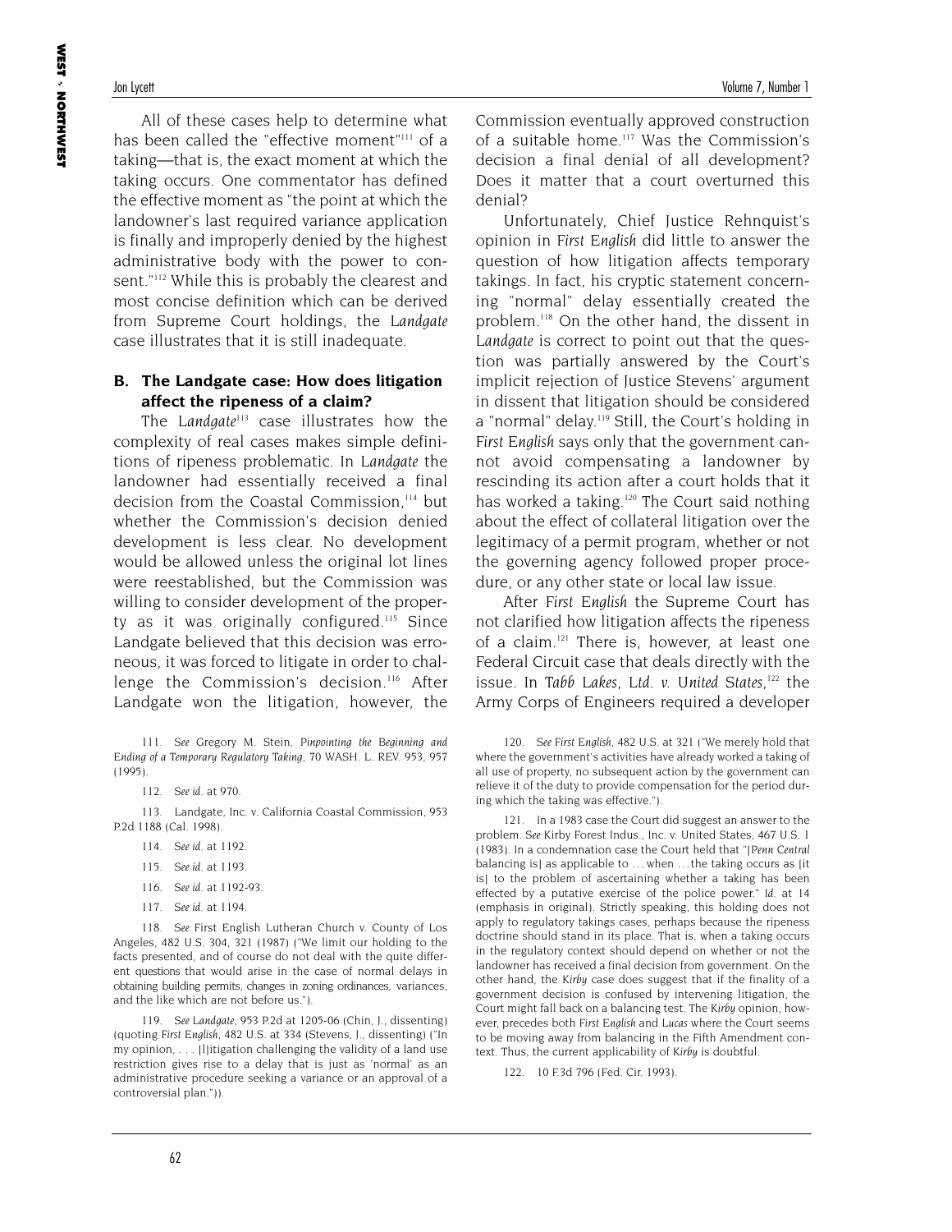All of these cases help to determine what has been called the "effective moment"[111] of a taking—that is, the exact moment at which the taking occurs. One commentator has defined the effective moment as "the point at which the landowner's last required variance application is finally and improperly denied by the highest administrative body with the power to consent."[112] While this is probably the clearest and most concise definition which can be derived from Supreme Court holdings, the *Landgate* case illustrates that it is still inadequate.

### B. The Landgate case: How does litigation affect the ripeness of a claim?

The *Landgate*[113] case illustrates how the complexity of real cases makes simple definitions of ripeness problematic. In *Landgate* the landowner had essentially received a final decision from the Coastal Commission,[114] but whether the Commission's decision denied development is less clear. No development would be allowed unless the original lot lines were reestablished, but the Commission was willing to consider development of the property as it was originally configured.[115] Since Landgate believed that this decision was erroneous, it was forced to litigate in order to challenge the Commission's decision.[116] After Landgate won the litigation, however, the Commission eventually approved construction of a suitable home.[117] Was the Commission's decision a final denial of all development? Does it matter that a court overturned this denial?

Unfortunately, Chief Justice Rehnquist's opinion in *First English* did little to answer the question of how litigation affects temporary takings. In fact, his cryptic statement concerning "normal" delay essentially created the problem.[118] On the other hand, the dissent in *Landgate* is correct to point out that the question was partially answered by the Court's implicit rejection of Justice Stevens' argument in dissent that litigation should be considered a "normal" delay.[119] Still, the Court's holding in *First English* says only that the government cannot avoid compensating a landowner by rescinding its action after a court holds that it has worked a taking.[120] The Court said nothing about the effect of collateral litigation over the legitimacy of a permit program, whether or not the governing agency followed proper procedure, or any other state or local law issue.

After *First English* the Supreme Court has not clarified how litigation affects the ripeness of a claim.[121] There is, however, at least one Federal Circuit case that deals directly with the issue. In *Tabb Lakes, Ltd. v. United States*,[122] the Army Corps of Engineers required a developer

---

111. *See* Gregory M. Stein, *Pinpointing the Beginning and Ending of a Temporary Regulatory Taking*, 70 WASH. L. REV. 953, 957 (1995).

112. *See id.* at 970.

113. Landgate, Inc. v. California Coastal Commission, 953 P.2d 1188 (Cal. 1998).

114. *See id.* at 1192.

115. *See id.* at 1193.

116. *See id.* at 1192-93.

117. *See id.* at 1194.

118. *See* First English Lutheran Church v. County of Los Angeles, 482 U.S. 304, 321 (1987) ("We limit our holding to the facts presented, and of course do not deal with the quite different questions that would arise in the case of normal delays in obtaining building permits, changes in zoning ordinances, variances, and the like which are not before us.").

119. *See Landgate*, 953 P.2d at 1205-06 (Chin, J., dissenting) (quoting *First English*, 482 U.S. at 334 (Stevens, J., dissenting) ("In my opinion, . . . [l]itigation challenging the validity of a land use restriction gives rise to a delay that is just as 'normal' as an administrative procedure seeking a variance or an approval of a controversial plan.")).

120. *See First English*, 482 U.S. at 321 ("We merely hold that where the government's activities have already worked a taking of all use of property, no subsequent action by the government can relieve it of the duty to provide compensation for the period during which the taking was effective.").

121. In a 1983 case the Court did suggest an answer to the problem. *See* Kirby Forest Indus., Inc. v. United States, 467 U.S. 1 (1983). In a condemnation case the Court held that "[*Penn Central* balancing is] as applicable to . . . when . . . the taking occurs as [it is] to the problem of ascertaining whether a taking has been effected by a putative exercise of the police power." *Id.* at 14 (emphasis in original). Strictly speaking, this holding does not apply to regulatory takings cases, perhaps because the ripeness doctrine should stand in its place. That is, when a taking occurs in the regulatory context should depend on whether or not the landowner has received a final decision from government. On the other hand, the *Kirby* case does suggest that if the finality of a government decision is confused by intervening litigation, the Court might fall back on a balancing test. The *Kirby* opinion, however, precedes both *First English* and *Lucas* where the Court seems to be moving away from balancing in the Fifth Amendment context. Thus, the current applicability of *Kirby* is doubtful.

122. 10 F.3d 796 (Fed. Cir. 1993).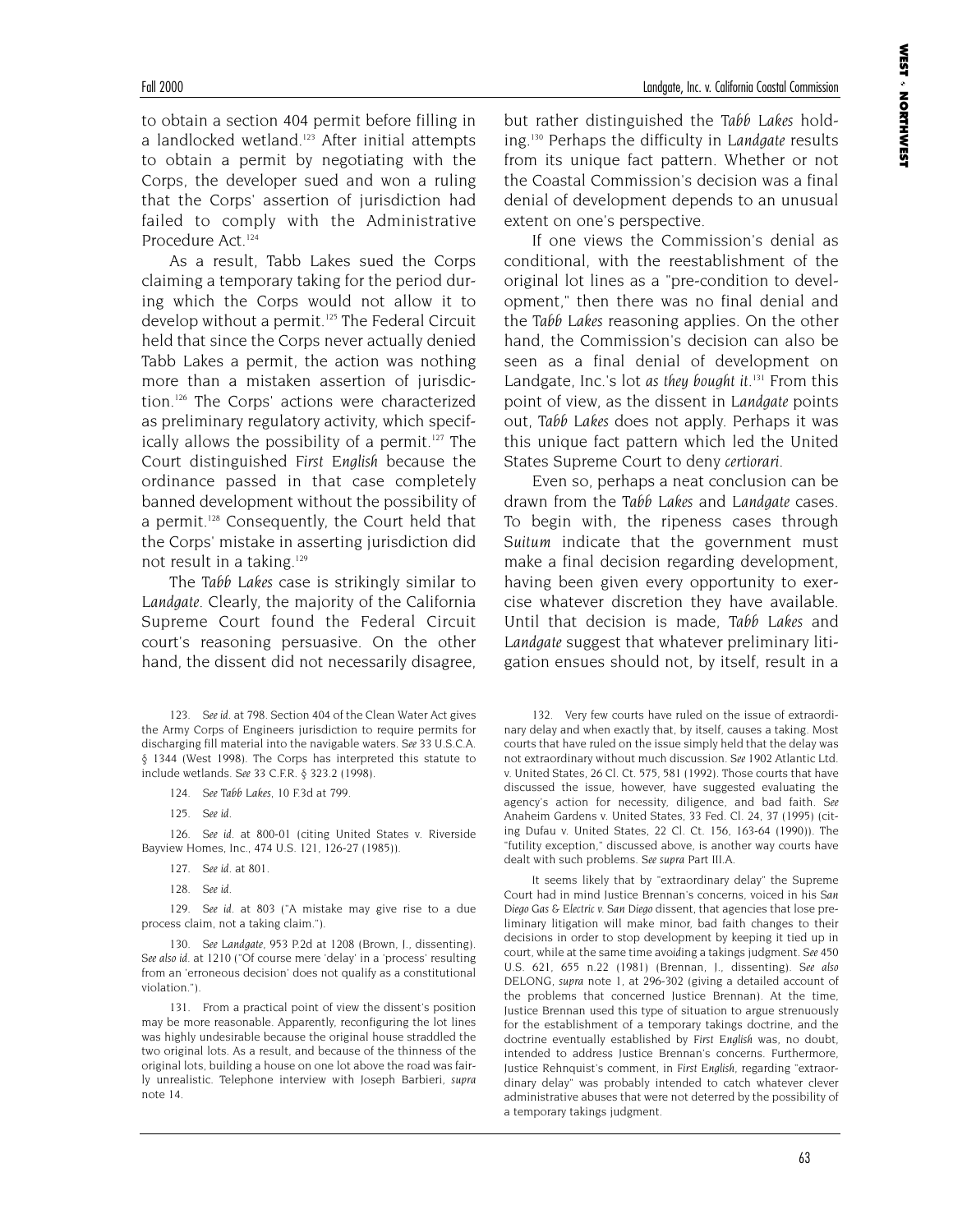to obtain a section 404 permit before filling in a landlocked wetland.[123] After initial attempts to obtain a permit by negotiating with the Corps, the developer sued and won a ruling that the Corps' assertion of jurisdiction had failed to comply with the Administrative Procedure Act.[124]

As a result, Tabb Lakes sued the Corps claiming a temporary taking for the period during which the Corps would not allow it to develop without a permit.[125] The Federal Circuit held that since the Corps never actually denied Tabb Lakes a permit, the action was nothing more than a mistaken assertion of jurisdiction.[126] The Corps' actions were characterized as preliminary regulatory activity, which specifically allows the possibility of a permit.[127] The Court distinguished *First English* because the ordinance passed in that case completely banned development without the possibility of a permit.[128] Consequently, the Court held that the Corps' mistake in asserting jurisdiction did not result in a taking.[129]

The *Tabb Lakes* case is strikingly similar to *Landgate*. Clearly, the majority of the California Supreme Court found the Federal Circuit court's reasoning persuasive. On the other hand, the dissent did not necessarily disagree, but rather distinguished the *Tabb Lakes* holding.[130] Perhaps the difficulty in *Landgate* results from its unique fact pattern. Whether or not the Coastal Commission's decision was a final denial of development depends to an unusual extent on one's perspective.

If one views the Commission's denial as conditional, with the reestablishment of the original lot lines as a "pre-condition to development," then there was no final denial and the *Tabb Lakes* reasoning applies. On the other hand, the Commission's decision can also be seen as a final denial of development on Landgate, Inc.'s lot *as they bought it*.[131] From this point of view, as the dissent in *Landgate* points out, *Tabb Lakes* does not apply. Perhaps it was this unique fact pattern which led the United States Supreme Court to deny *certiorari*.

Even so, perhaps a neat conclusion can be drawn from the *Tabb Lakes* and *Landgate* cases. To begin with, the ripeness cases through *Suitum* indicate that the government must make a final decision regarding development, having been given every opportunity to exercise whatever discretion they have available. Until that decision is made, *Tabb Lakes* and *Landgate* suggest that whatever preliminary litigation ensues should not, by itself, result in a

123. *See id.* at 798. Section 404 of the Clean Water Act gives the Army Corps of Engineers jurisdiction to require permits for discharging fill material into the navigable waters. *See* 33 U.S.C.A. § 1344 (West 1998). The Corps has interpreted this statute to include wetlands. *See* 33 C.F.R. § 323.2 (1998).

124. *See Tabb Lakes*, 10 F.3d at 799.

125. *See id.*

126. *See id.* at 800-01 (citing United States v. Riverside Bayview Homes, Inc., 474 U.S. 121, 126-27 (1985)).

127. *See id.* at 801.

128. *See id.*

129. *See id.* at 803 ("A mistake may give rise to a due process claim, not a taking claim.").

130. *See Landgate*, 953 P.2d at 1208 (Brown, J., dissenting). *See also id.* at 1210 ("Of course mere 'delay' in a 'process' resulting from an 'erroneous decision' does not qualify as a constitutional violation.").

131. From a practical point of view the dissent's position may be more reasonable. Apparently, reconfiguring the lot lines was highly undesirable because the original house straddled the two original lots. As a result, and because of the thinness of the original lots, building a house on one lot above the road was fairly unrealistic. Telephone interview with Joseph Barbieri, *supra* note 14.

132. Very few courts have ruled on the issue of extraordinary delay and when exactly that, by itself, causes a taking. Most courts that have ruled on the issue simply held that the delay was not extraordinary without much discussion. *See* 1902 Atlantic Ltd. v. United States, 26 Cl. Ct. 575, 581 (1992). Those courts that have discussed the issue, however, have suggested evaluating the agency's action for necessity, diligence, and bad faith. *See* Anaheim Gardens v. United States, 33 Fed. Cl. 24, 37 (1995) (citing Dufau v. United States, 22 Cl. Ct. 156, 163-64 (1990)). The "futility exception," discussed above, is another way courts have dealt with such problems. *See supra* Part III.A.

It seems likely that by "extraordinary delay" the Supreme Court had in mind Justice Brennan's concerns, voiced in his *San Diego Gas & Electric v. San Diego* dissent, that agencies that lose preliminary litigation will make minor, bad faith changes to their decisions in order to stop development by keeping it tied up in court, while at the same time avoiding a takings judgment. *See* 450 U.S. 621, 655 n.22 (1981) (Brennan, J., dissenting). *See also* DELONG, *supra* note 1, at 296-302 (giving a detailed account of the problems that concerned Justice Brennan). At the time, Justice Brennan used this type of situation to argue strenuously for the establishment of a temporary takings doctrine, and the doctrine eventually established by *First English* was, no doubt, intended to address Justice Brennan's concerns. Furthermore, Justice Rehnquist's comment, in *First English*, regarding "extraordinary delay" was probably intended to catch whatever clever administrative abuses that were not deterred by the possibility of a temporary takings judgment.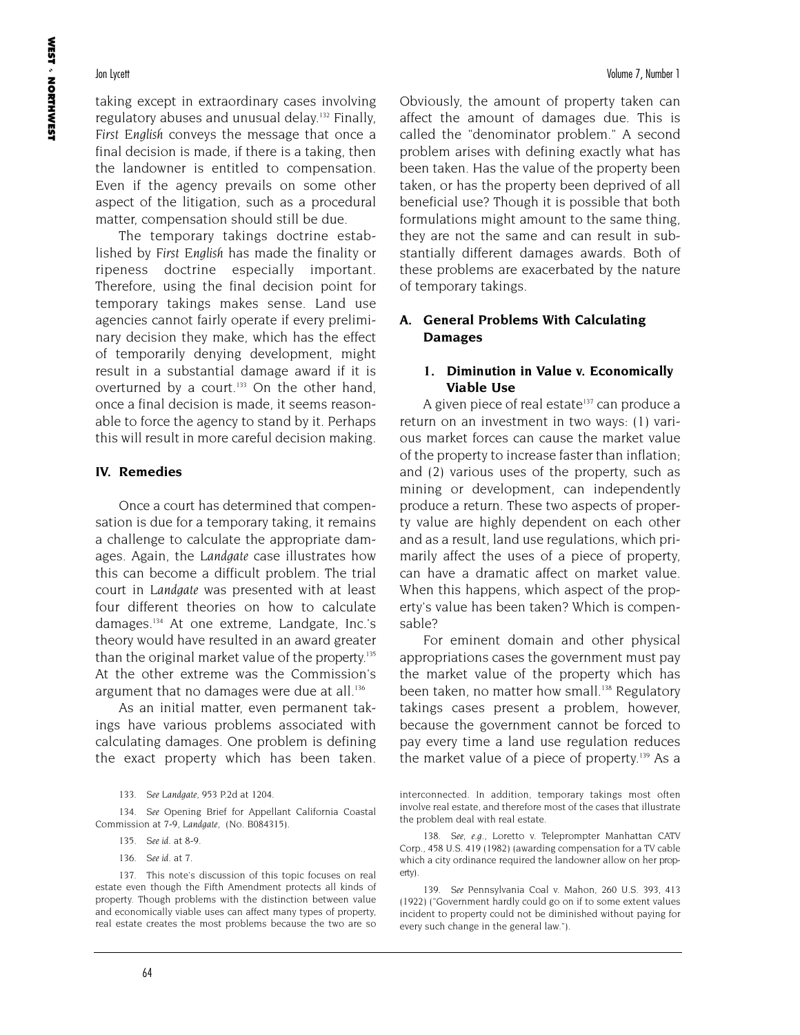taking except in extraordinary cases involving regulatory abuses and unusual delay.[132] Finally, *First English* conveys the message that once a final decision is made, if there is a taking, then the landowner is entitled to compensation. Even if the agency prevails on some other aspect of the litigation, such as a procedural matter, compensation should still be due.

The temporary takings doctrine established by *First English* has made the finality or ripeness doctrine especially important. Therefore, using the final decision point for temporary takings makes sense. Land use agencies cannot fairly operate if every preliminary decision they make, which has the effect of temporarily denying development, might result in a substantial damage award if it is overturned by a court.[133] On the other hand, once a final decision is made, it seems reasonable to force the agency to stand by it. Perhaps this will result in more careful decision making.

## IV. Remedies

Once a court has determined that compensation is due for a temporary taking, it remains a challenge to calculate the appropriate damages. Again, the *Landgate* case illustrates how this can become a difficult problem. The trial court in *Landgate* was presented with at least four different theories on how to calculate damages.[134] At one extreme, Landgate, Inc.'s theory would have resulted in an award greater than the original market value of the property.[135] At the other extreme was the Commission's argument that no damages were due at all.[136]

As an initial matter, even permanent takings have various problems associated with calculating damages. One problem is defining the exact property which has been taken. Obviously, the amount of property taken can affect the amount of damages due. This is called the "denominator problem." A second problem arises with defining exactly what has been taken. Has the value of the property been taken, or has the property been deprived of all beneficial use? Though it is possible that both formulations might amount to the same thing, they are not the same and can result in substantially different damages awards. Both of these problems are exacerbated by the nature of temporary takings.

### A. General Problems With Calculating Damages

#### 1. Diminution in Value v. Economically Viable Use

A given piece of real estate[137] can produce a return on an investment in two ways: (1) various market forces can cause the market value of the property to increase faster than inflation; and (2) various uses of the property, such as mining or development, can independently produce a return. These two aspects of property value are highly dependent on each other and as a result, land use regulations, which primarily affect the uses of a piece of property, can have a dramatic affect on market value. When this happens, which aspect of the property's value has been taken? Which is compensable?

For eminent domain and other physical appropriations cases the government must pay the market value of the property which has been taken, no matter how small.[138] Regulatory takings cases present a problem, however, because the government cannot be forced to pay every time a land use regulation reduces the market value of a piece of property.[139] As a

133. *See Landgate*, 953 P.2d at 1204.

134. *See* Opening Brief for Appellant California Coastal Commission at 7-9, *Landgate*, (No. B084315).

135. *See id.* at 8-9.

136. *See id.* at 7.

137. This note's discussion of this topic focuses on real estate even though the Fifth Amendment protects all kinds of property. Though problems with the distinction between value and economically viable uses can affect many types of property, real estate creates the most problems because the two are so interconnected. In addition, temporary takings most often involve real estate, and therefore most of the cases that illustrate the problem deal with real estate.

138. *See, e.g.*, Loretto v. Teleprompter Manhattan CATV Corp., 458 U.S. 419 (1982) (awarding compensation for a TV cable which a city ordinance required the landowner allow on her property).

139. *See* Pennsylvania Coal v. Mahon, 260 U.S. 393, 413 (1922) ("Government hardly could go on if to some extent values incident to property could not be diminished without paying for every such change in the general law.").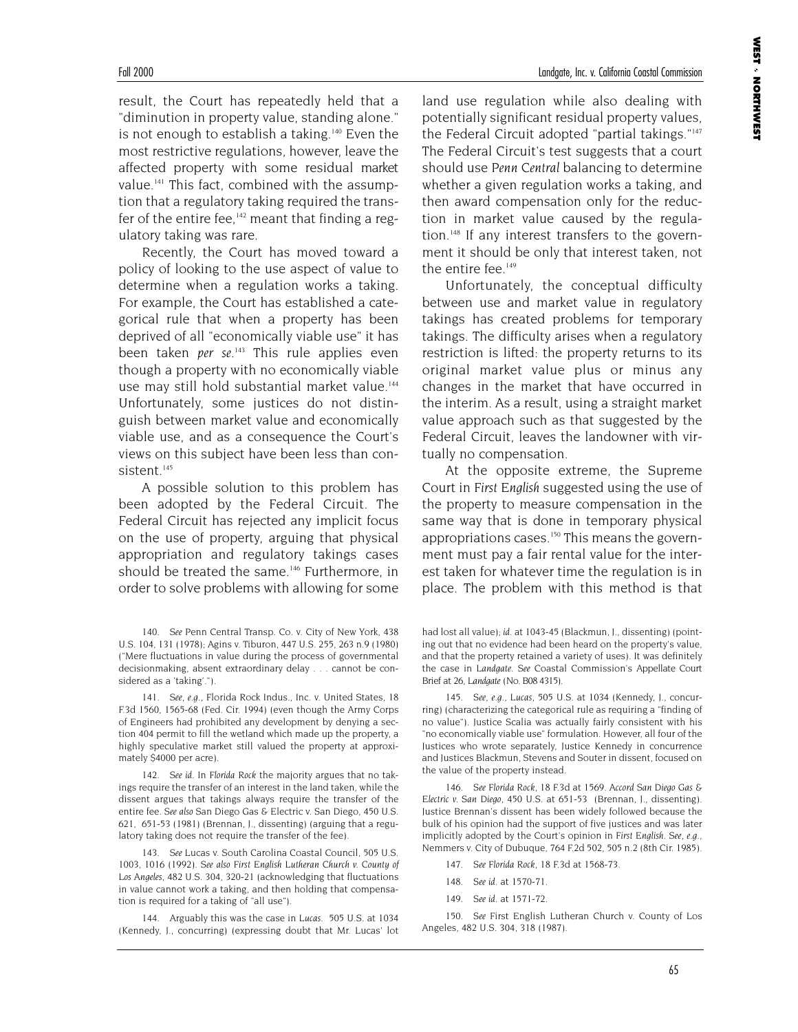result, the Court has repeatedly held that a "diminution in property value, standing alone." is not enough to establish a taking.[140] Even the most restrictive regulations, however, leave the affected property with some residual market value.[141] This fact, combined with the assumption that a regulatory taking required the transfer of the entire fee,[142] meant that finding a regulatory taking was rare.

Recently, the Court has moved toward a policy of looking to the use aspect of value to determine when a regulation works a taking. For example, the Court has established a categorical rule that when a property has been deprived of all "economically viable use" it has been taken *per se*.[143] This rule applies even though a property with no economically viable use may still hold substantial market value.[144] Unfortunately, some justices do not distinguish between market value and economically viable use, and as a consequence the Court's views on this subject have been less than consistent.[145]

A possible solution to this problem has been adopted by the Federal Circuit. The Federal Circuit has rejected any implicit focus on the use of property, arguing that physical appropriation and regulatory takings cases should be treated the same.[146] Furthermore, in order to solve problems with allowing for some land use regulation while also dealing with potentially significant residual property values, the Federal Circuit adopted "partial takings."[147] The Federal Circuit's test suggests that a court should use *Penn Central* balancing to determine whether a given regulation works a taking, and then award compensation only for the reduction in market value caused by the regulation.[148] If any interest transfers to the government it should be only that interest taken, not the entire fee.[149]

Unfortunately, the conceptual difficulty between use and market value in regulatory takings has created problems for temporary takings. The difficulty arises when a regulatory restriction is lifted: the property returns to its original market value plus or minus any changes in the market that have occurred in the interim. As a result, using a straight market value approach such as that suggested by the Federal Circuit, leaves the landowner with virtually no compensation.

At the opposite extreme, the Supreme Court in *First English* suggested using the use of the property to measure compensation in the same way that is done in temporary physical appropriations cases.[150] This means the government must pay a fair rental value for the interest taken for whatever time the regulation is in place. The problem with this method is that

---

140. *See* Penn Central Transp. Co. v. City of New York, 438 U.S. 104, 131 (1978); Agins v. Tiburon, 447 U.S. 255, 263 n.9 (1980) ("Mere fluctuations in value during the process of governmental decisionmaking, absent extraordinary delay . . . cannot be considered as a 'taking'.").

141. *See, e.g.*, Florida Rock Indus., Inc. v. United States, 18 F.3d 1560, 1565-68 (Fed. Cir. 1994) (even though the Army Corps of Engineers had prohibited any development by denying a section 404 permit to fill the wetland which made up the property, a highly speculative market still valued the property at approximately $4000 per acre).

142. *See id.* In *Florida Rock* the majority argues that no takings require the transfer of an interest in the land taken, while the dissent argues that takings always require the transfer of the entire fee. *See also* San Diego Gas & Electric v. San Diego, 450 U.S. 621, 651-53 (1981) (Brennan, J., dissenting) (arguing that a regulatory taking does not require the transfer of the fee).

143. *See* Lucas v. South Carolina Coastal Council, 505 U.S. 1003, 1016 (1992). *See also First English Lutheran Church v. County of Los Angeles*, 482 U.S. 304, 320-21 (acknowledging that fluctuations in value cannot work a taking, and then holding that compensation is required for a taking of "all use").

144. Arguably this was the case in *Lucas*. 505 U.S. at 1034 (Kennedy, J., concurring) (expressing doubt that Mr. Lucas' lot had lost all value); *id.* at 1043-45 (Blackmun, J., dissenting) (pointing out that no evidence had been heard on the property's value, and that the property retained a variety of uses). It was definitely the case in *Landgate*. *See* Coastal Commission's Appellate Court Brief at 26, *Landgate* (No. B08 4315).

145. *See, e.g.*, *Lucas*, 505 U.S. at 1034 (Kennedy, J., concurring) (characterizing the categorical rule as requiring a "finding of no value"). Justice Scalia was actually fairly consistent with his "no economically viable use" formulation. However, all four of the Justices who wrote separately, Justice Kennedy in concurrence and Justices Blackmun, Stevens and Souter in dissent, focused on the value of the property instead.

146. *See Florida Rock*, 18 F.3d at 1569. *Accord San Diego Gas & Electric v. San Diego*, 450 U.S. at 651-53 (Brennan, J., dissenting). Justice Brennan's dissent has been widely followed because the bulk of his opinion had the support of five justices and was later implicitly adopted by the Court's opinion in *First English*. *See, e.g.*, Nemmers v. City of Dubuque, 764 F.2d 502, 505 n.2 (8th Cir. 1985).

147. *See Florida Rock*, 18 F.3d at 1568-73.

148. *See id.* at 1570-71.

149. *See id.* at 1571-72.

150. *See* First English Lutheran Church v. County of Los Angeles, 482 U.S. 304, 318 (1987).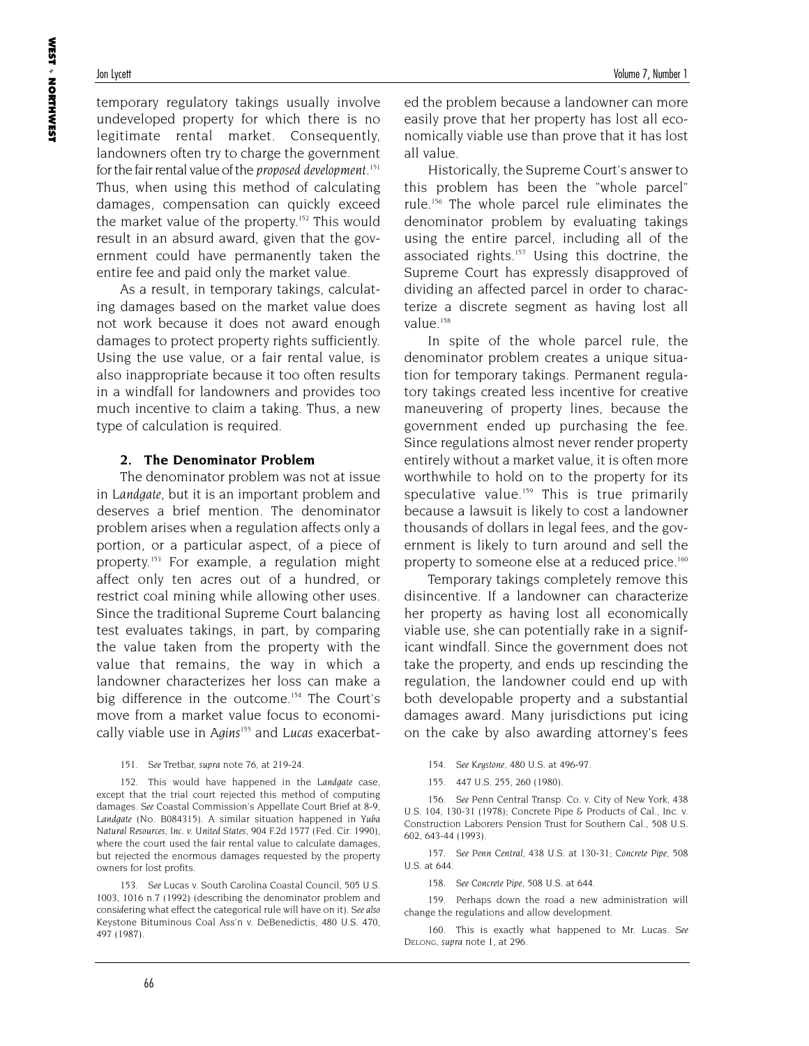temporary regulatory takings usually involve undeveloped property for which there is no legitimate rental market. Consequently, landowners often try to charge the government for the fair rental value of the *proposed development*.[151] Thus, when using this method of calculating damages, compensation can quickly exceed the market value of the property.[152] This would result in an absurd award, given that the government could have permanently taken the entire fee and paid only the market value.

As a result, in temporary takings, calculating damages based on the market value does not work because it does not award enough damages to protect property rights sufficiently. Using the use value, or a fair rental value, is also inappropriate because it too often results in a windfall for landowners and provides too much incentive to claim a taking. Thus, a new type of calculation is required.

### 2. The Denominator Problem

The denominator problem was not at issue in *Landgate*, but it is an important problem and deserves a brief mention. The denominator problem arises when a regulation affects only a portion, or a particular aspect, of a piece of property.[153] For example, a regulation might affect only ten acres out of a hundred, or restrict coal mining while allowing other uses. Since the traditional Supreme Court balancing test evaluates takings, in part, by comparing the value taken from the property with the value that remains, the way in which a landowner characterizes her loss can make a big difference in the outcome.[154] The Court's move from a market value focus to economically viable use in *Agins*[155] and *Lucas* exacerbated the problem because a landowner can more easily prove that her property has lost all economically viable use than prove that it has lost all value.

Historically, the Supreme Court's answer to this problem has been the "whole parcel" rule.[156] The whole parcel rule eliminates the denominator problem by evaluating takings using the entire parcel, including all of the associated rights.[157] Using this doctrine, the Supreme Court has expressly disapproved of dividing an affected parcel in order to characterize a discrete segment as having lost all value.[158]

In spite of the whole parcel rule, the denominator problem creates a unique situation for temporary takings. Permanent regulatory takings created less incentive for creative maneuvering of property lines, because the government ended up purchasing the fee. Since regulations almost never render property entirely without a market value, it is often more worthwhile to hold on to the property for its speculative value.[159] This is true primarily because a lawsuit is likely to cost a landowner thousands of dollars in legal fees, and the government is likely to turn around and sell the property to someone else at a reduced price.[160]

Temporary takings completely remove this disincentive. If a landowner can characterize her property as having lost all economically viable use, she can potentially rake in a significant windfall. Since the government does not take the property, and ends up rescinding the regulation, the landowner could end up with both developable property and a substantial damages award. Many jurisdictions put icing on the cake by also awarding attorney's fees

151. *See* Tretbar, *supra* note 76, at 219-24.

152. This would have happened in the *Landgate* case, except that the trial court rejected this method of computing damages. *See* Coastal Commission's Appellate Court Brief at 8-9, *Landgate* (No. B084315). A similar situation happened in *Yuba Natural Resources, Inc. v. United States*, 904 F.2d 1577 (Fed. Cir. 1990), where the court used the fair rental value to calculate damages, but rejected the enormous damages requested by the property owners for lost profits.

153. *See* Lucas v. South Carolina Coastal Council, 505 U.S. 1003, 1016 n.7 (1992) (describing the denominator problem and considering what effect the categorical rule will have on it). *See also* Keystone Bituminous Coal Ass'n v. DeBenedictis, 480 U.S. 470, 497 (1987).

154. *See Keystone*, 480 U.S. at 496-97.

155. 447 U.S. 255, 260 (1980).

156. *See* Penn Central Transp. Co. v. City of New York, 438 U.S. 104, 130-31 (1978); Concrete Pipe & Products of Cal., Inc. v. Construction Laborers Pension Trust for Southern Cal., 508 U.S. 602, 643-44 (1993).

157. *See Penn Central*, 438 U.S. at 130-31; *Concrete Pipe*, 508 U.S. at 644.

158. *See Concrete Pipe*, 508 U.S. at 644.

159. Perhaps down the road a new administration will change the regulations and allow development.

160. This is exactly what happened to Mr. Lucas. *See* DELONG, *supra* note 1, at 296.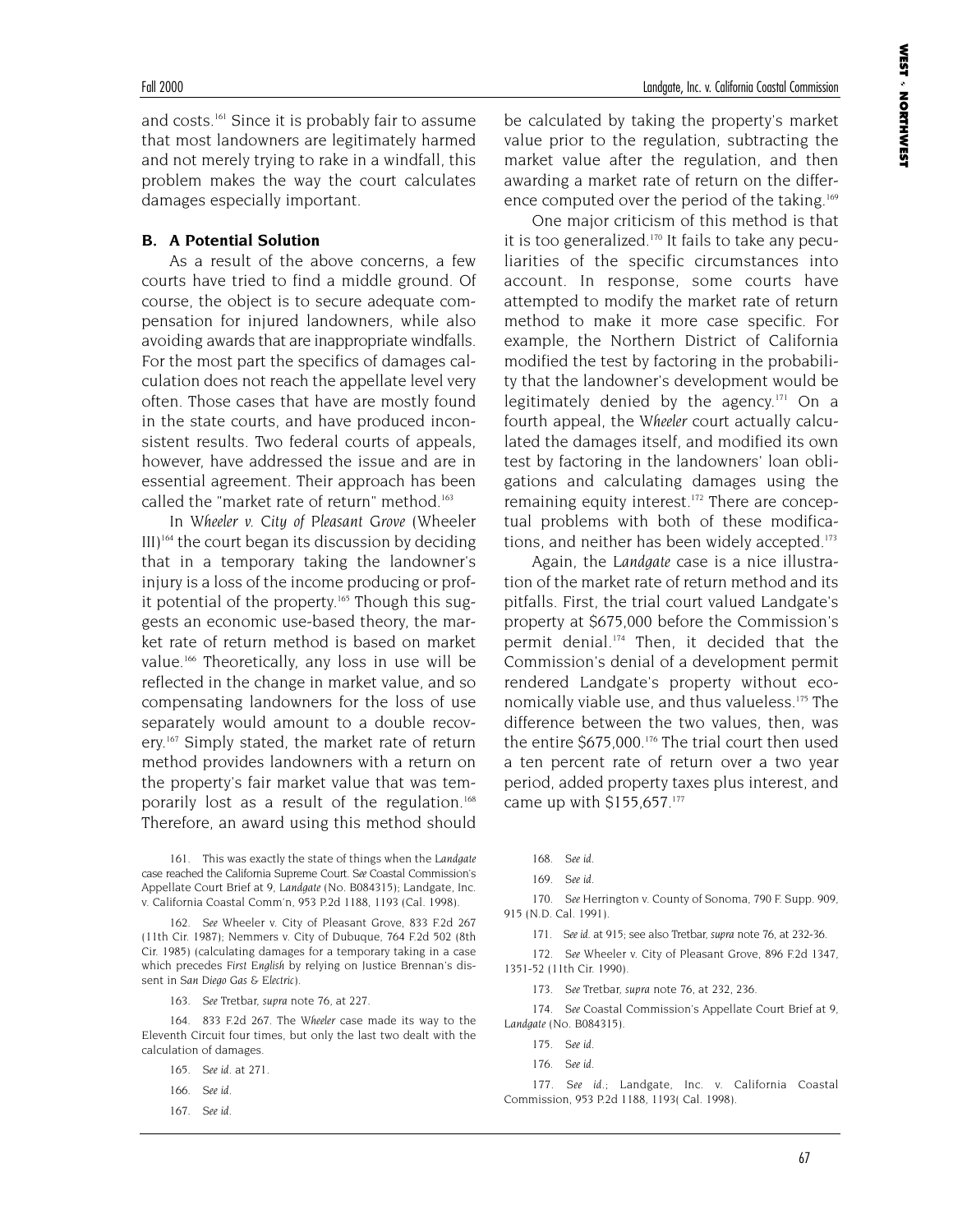and costs.[161] Since it is probably fair to assume that most landowners are legitimately harmed and not merely trying to rake in a windfall, this problem makes the way the court calculates damages especially important.

### B. A Potential Solution

As a result of the above concerns, a few courts have tried to find a middle ground. Of course, the object is to secure adequate compensation for injured landowners, while also avoiding awards that are inappropriate windfalls. For the most part the specifics of damages calculation does not reach the appellate level very often. Those cases that have are mostly found in the state courts, and have produced inconsistent results. Two federal courts of appeals, however, have addressed the issue and are in essential agreement. Their approach has been called the "market rate of return" method.[163]

In *Wheeler v. City of Pleasant Grove* (Wheeler III)[164] the court began its discussion by deciding that in a temporary taking the landowner's injury is a loss of the income producing or profit potential of the property.[165] Though this suggests an economic use-based theory, the market rate of return method is based on market value.[166] Theoretically, any loss in use will be reflected in the change in market value, and so compensating landowners for the loss of use separately would amount to a double recovery.[167] Simply stated, the market rate of return method provides landowners with a return on the property's fair market value that was temporarily lost as a result of the regulation.[168] Therefore, an award using this method should be calculated by taking the property's market value prior to the regulation, subtracting the market value after the regulation, and then awarding a market rate of return on the difference computed over the period of the taking.[169]

One major criticism of this method is that it is too generalized.[170] It fails to take any peculiarities of the specific circumstances into account. In response, some courts have attempted to modify the market rate of return method to make it more case specific. For example, the Northern District of California modified the test by factoring in the probability that the landowner's development would be legitimately denied by the agency.[171] On a fourth appeal, the *Wheeler* court actually calculated the damages itself, and modified its own test by factoring in the landowners' loan obligations and calculating damages using the remaining equity interest.[172] There are conceptual problems with both of these modifications, and neither has been widely accepted.[173]

Again, the *Landgate* case is a nice illustration of the market rate of return method and its pitfalls. First, the trial court valued Landgate's property at $675,000 before the Commission's permit denial.[174] Then, it decided that the Commission's denial of a development permit rendered Landgate's property without economically viable use, and thus valueless.[175] The difference between the two values, then, was the entire $675,000.[176] The trial court then used a ten percent rate of return over a two year period, added property taxes plus interest, and came up with $155,657.[177]

---

161. This was exactly the state of things when the *Landgate* case reached the California Supreme Court. *See* Coastal Commission's Appellate Court Brief at 9, *Landgate* (No. B084315); Landgate, Inc. v. California Coastal Comm'n, 953 P.2d 1188, 1193 (Cal. 1998).

162. *See* Wheeler v. City of Pleasant Grove, 833 F.2d 267 (11th Cir. 1987); Nemmers v. City of Dubuque, 764 F.2d 502 (8th Cir. 1985) (calculating damages for a temporary taking in a case which precedes *First English* by relying on Justice Brennan's dissent in *San Diego Gas & Electric*).

163. *See* Tretbar, *supra* note 76, at 227.

164. 833 F.2d 267. The *Wheeler* case made its way to the Eleventh Circuit four times, but only the last two dealt with the calculation of damages.

165. *See id.* at 271.

166. *See id.*

167. *See id.*

168. *See id.*

169. *See id.*

170. *See* Herrington v. County of Sonoma, 790 F. Supp. 909, 915 (N.D. Cal. 1991).

171. *See id.* at 915; see also Tretbar, *supra* note 76, at 232-36.

172. *See* Wheeler v. City of Pleasant Grove, 896 F.2d 1347, 1351-52 (11th Cir. 1990).

173. *See* Tretbar, *supra* note 76, at 232, 236.

174. *See* Coastal Commission's Appellate Court Brief at 9, *Landgate* (No. B084315).

175. *See id.*

176. *See id.*

177. *See id.*; Landgate, Inc. v. California Coastal Commission, 953 P.2d 1188, 1193( Cal. 1998).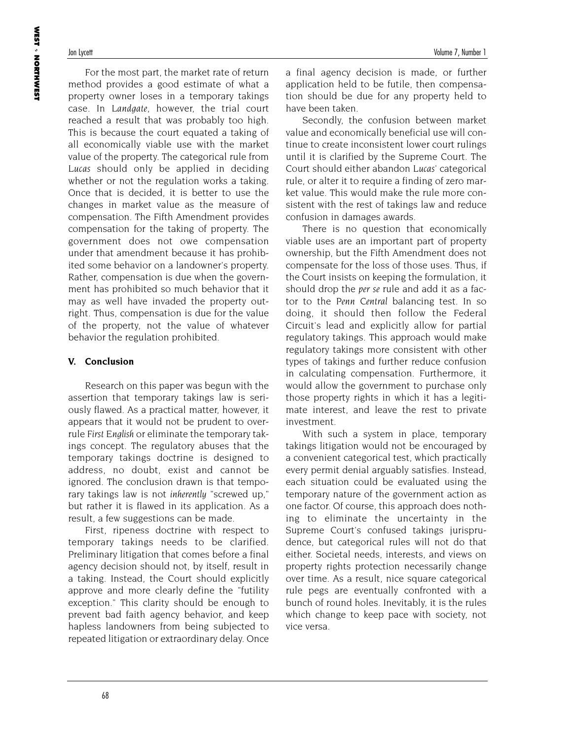For the most part, the market rate of return method provides a good estimate of what a property owner loses in a temporary takings case. In *Landgate*, however, the trial court reached a result that was probably too high. This is because the court equated a taking of all economically viable use with the market value of the property. The categorical rule from *Lucas* should only be applied in deciding whether or not the regulation works a taking. Once that is decided, it is better to use the changes in market value as the measure of compensation. The Fifth Amendment provides compensation for the taking of property. The government does not owe compensation under that amendment because it has prohibited some behavior on a landowner's property. Rather, compensation is due when the government has prohibited so much behavior that it may as well have invaded the property outright. Thus, compensation is due for the value of the property, not the value of whatever behavior the regulation prohibited.

## V. Conclusion

Research on this paper was begun with the assertion that temporary takings law is seriously flawed. As a practical matter, however, it appears that it would not be prudent to overrule *First English* or eliminate the temporary takings concept. The regulatory abuses that the temporary takings doctrine is designed to address, no doubt, exist and cannot be ignored. The conclusion drawn is that temporary takings law is not *inherently* "screwed up," but rather it is flawed in its application. As a result, a few suggestions can be made.

First, ripeness doctrine with respect to temporary takings needs to be clarified. Preliminary litigation that comes before a final agency decision should not, by itself, result in a taking. Instead, the Court should explicitly approve and more clearly define the "futility exception." This clarity should be enough to prevent bad faith agency behavior, and keep hapless landowners from being subjected to repeated litigation or extraordinary delay. Once a final agency decision is made, or further application held to be futile, then compensation should be due for any property held to have been taken.

Secondly, the confusion between market value and economically beneficial use will continue to create inconsistent lower court rulings until it is clarified by the Supreme Court. The Court should either abandon *Lucas*' categorical rule, or alter it to require a finding of zero market value. This would make the rule more consistent with the rest of takings law and reduce confusion in damages awards.

There is no question that economically viable uses are an important part of property ownership, but the Fifth Amendment does not compensate for the loss of those uses. Thus, if the Court insists on keeping the formulation, it should drop the *per se* rule and add it as a factor to the *Penn Central* balancing test. In so doing, it should then follow the Federal Circuit's lead and explicitly allow for partial regulatory takings. This approach would make regulatory takings more consistent with other types of takings and further reduce confusion in calculating compensation. Furthermore, it would allow the government to purchase only those property rights in which it has a legitimate interest, and leave the rest to private investment.

With such a system in place, temporary takings litigation would not be encouraged by a convenient categorical test, which practically every permit denial arguably satisfies. Instead, each situation could be evaluated using the temporary nature of the government action as one factor. Of course, this approach does nothing to eliminate the uncertainty in the Supreme Court's confused takings jurisprudence, but categorical rules will not do that either. Societal needs, interests, and views on property rights protection necessarily change over time. As a result, nice square categorical rule pegs are eventually confronted with a bunch of round holes. Inevitably, it is the rules which change to keep pace with society, not vice versa.